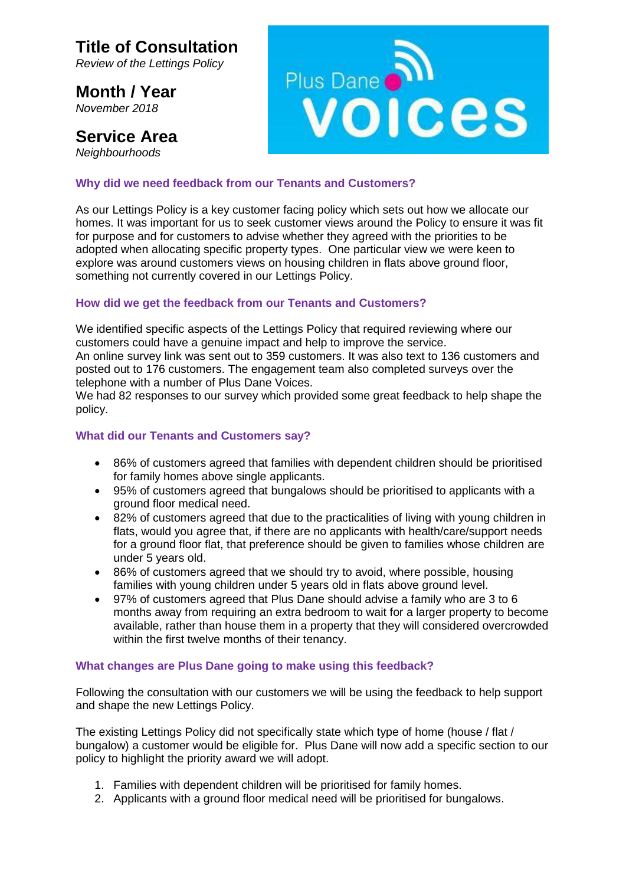## Title of Consultation

*Review of the Lettings Policy*

## Month / Year

*November 2018*

## Service Area

*Neighbourhoods*

### Why did we need feedback from our Tenants and Customers?

As our Lettings Policy is a key customer facing policy which sets out how we allocate our homes. It was important for us to seek customer views around the Policy to ensure it was fit for purpose and for customers to advise whether they agreed with the priorities to be adopted when allocating specific property types. One particular view we were keen to explore was around customers views on housing children in flats above ground floor, something not currently covered in our Lettings Policy.

### How did we get the feedback from our Tenants and Customers?

We identified specific aspects of the Lettings Policy that required reviewing where our customers could have a genuine impact and help to improve the service.
An online survey link was sent out to 359 customers. It was also text to 136 customers and posted out to 176 customers. The engagement team also completed surveys over the telephone with a number of Plus Dane Voices.
We had 82 responses to our survey which provided some great feedback to help shape the policy.

### What did our Tenants and Customers say?

- 86% of customers agreed that families with dependent children should be prioritised for family homes above single applicants.
- 95% of customers agreed that bungalows should be prioritised to applicants with a ground floor medical need.
- 82% of customers agreed that due to the practicalities of living with young children in flats, would you agree that, if there are no applicants with health/care/support needs for a ground floor flat, that preference should be given to families whose children are under 5 years old.
- 86% of customers agreed that we should try to avoid, where possible, housing families with young children under 5 years old in flats above ground level.
- 97% of customers agreed that Plus Dane should advise a family who are 3 to 6 months away from requiring an extra bedroom to wait for a larger property to become available, rather than house them in a property that they will considered overcrowded within the first twelve months of their tenancy.

### What changes are Plus Dane going to make using this feedback?

Following the consultation with our customers we will be using the feedback to help support and shape the new Lettings Policy.

The existing Lettings Policy did not specifically state which type of home (house / flat / bungalow) a customer would be eligible for. Plus Dane will now add a specific section to our policy to highlight the priority award we will adopt.

1. Families with dependent children will be prioritised for family homes.
2. Applicants with a ground floor medical need will be prioritised for bungalows.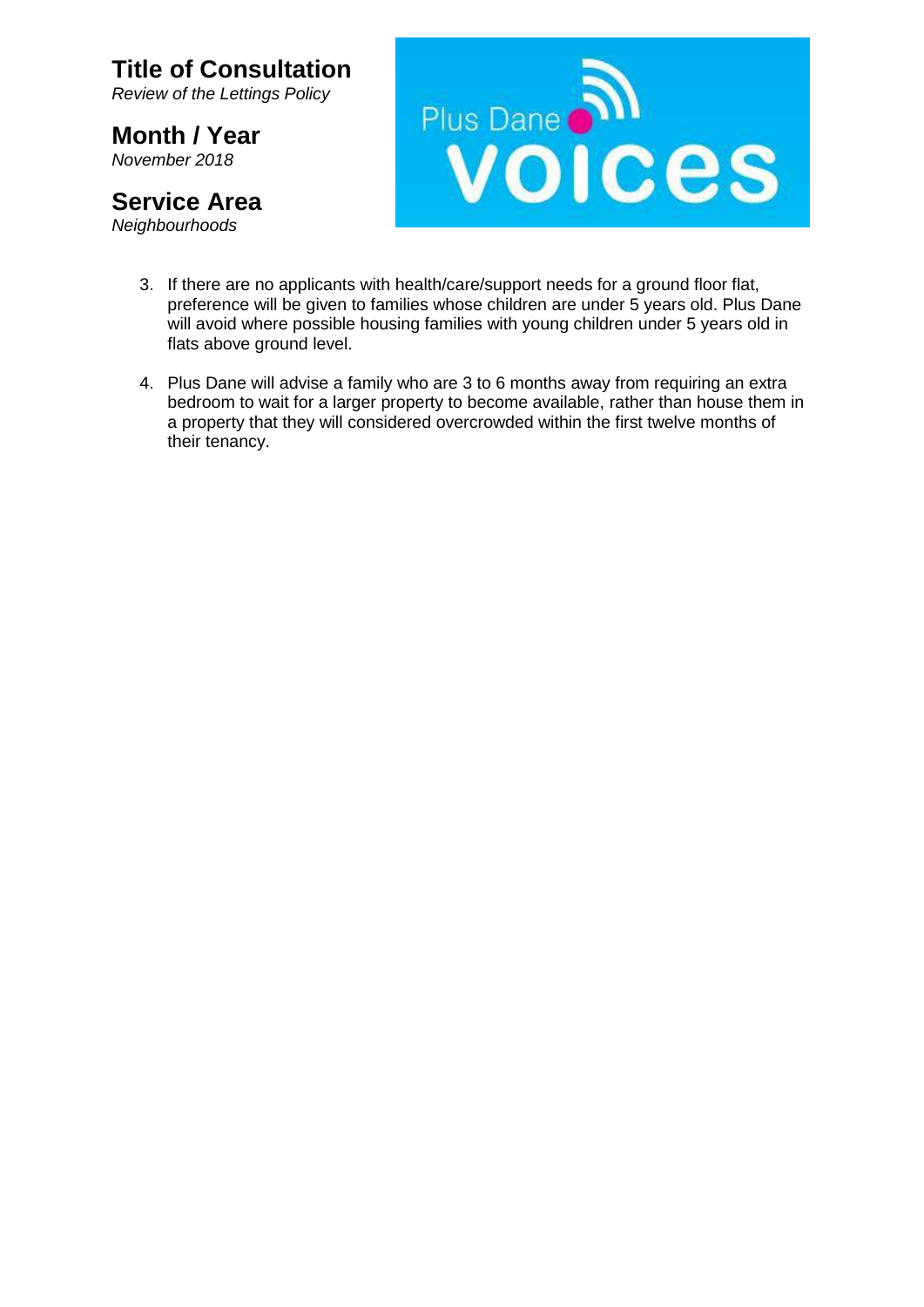## Title of Consultation

*Review of the Lettings Policy*

## Month / Year

*November 2018*

## Service Area

*Neighbourhoods*

3. If there are no applicants with health/care/support needs for a ground floor flat, preference will be given to families whose children are under 5 years old. Plus Dane will avoid where possible housing families with young children under 5 years old in flats above ground level.

4. Plus Dane will advise a family who are 3 to 6 months away from requiring an extra bedroom to wait for a larger property to become available, rather than house them in a property that they will considered overcrowded within the first twelve months of their tenancy.